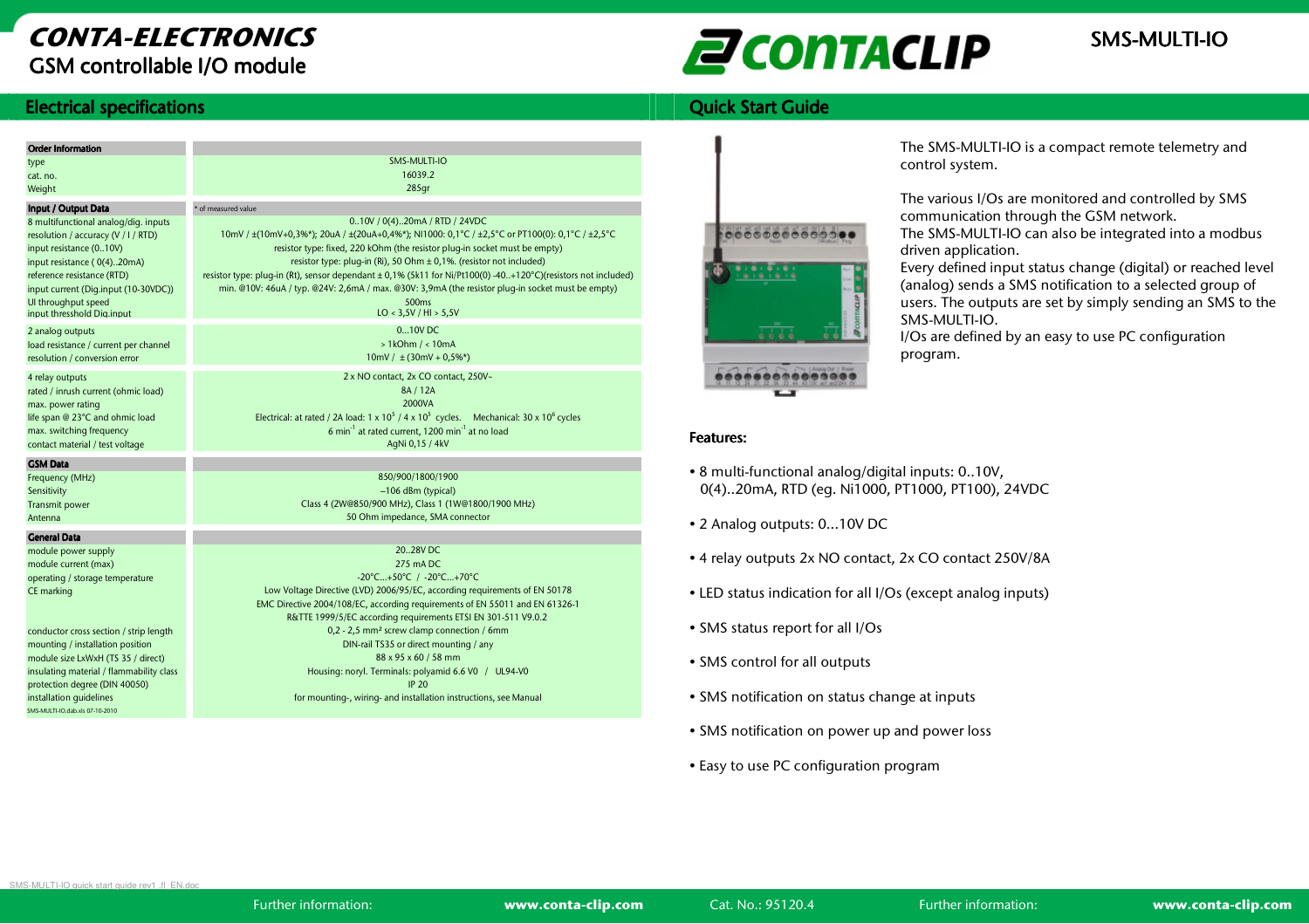# CONTA-ELECTRONICS
## GSM controllable I/O module

CONTACLIP

SMS-MULTI-IO

## Electrical specifications

| **Order Information** | |
|---|---|
| type | SMS-MULTI-IO |
| cat. no. | 16039.2 |
| Weight | 285gr |
| **Input / Output Data** | * of measured value |
| 8 multifunctional analog/dig. inputs | 0..10V / 0(4)..20mA / RTD / 24VDC |
| resolution / accuracy (V / I / RTD) | 10mV / ±(10mV+0,3%*); 20uA / ±(20uA+0,4%*); NI1000: 0,1°C / ±2,5°C or PT100(0): 0,1°C / ±2,5°C |
| input resistance (0..10V) | resistor type: fixed, 220 kOhm (the resistor plug-in socket must be empty) |
| input resistance ( 0(4)..20mA) | resistor type: plug-in (Ri), 50 Ohm ± 0,1%. (resistor not included) |
| reference resistance (RTD) | resistor type: plug-in (Rt), sensor dependant ± 0,1% (5k11 for Ni/Pt100(0) -40..+120°C)(resistors not included) |
| input current (Dig.input (10-30VDC)) | min. @10V: 46uA / typ. @24V: 2,6mA / max. @30V: 3,9mA (the resistor plug-in socket must be empty) |
| UI throughput speed | 500ms |
| input threshold Dig.input | LO < 3,5V / HI > 5,5V |
| 2 analog outputs | 0...10V DC |
| load resistance / current per channel | > 1kOhm / < 10mA |
| resolution / conversion error | 10mV / ± (30mV + 0,5%*) |
| 4 relay outputs | 2 x NO contact, 2x CO contact, 250V~ |
| rated / inrush current (ohmic load) | 8A / 12A |
| max. power rating | 2000VA |
| life span @ 23°C and ohmic load | Electrical: at rated / 2A load: 1 x $10^5$ / 4 x $10^5$ cycles. Mechanical: 30 x $10^6$ cycles |
| max. switching frequency | 6 $min^{-1}$ at rated current, 1200 $min^{-1}$ at no load |
| contact material / test voltage | AgNi 0,15 / 4kV |
| **GSM Data** | |
| Frequency (MHz) | 850/900/1800/1900 |
| Sensitivity | –106 dBm (typical) |
| Transmit power | Class 4 (2W@850/900 MHz), Class 1 (1W@1800/1900 MHz) |
| Antenna | 50 Ohm impedance, SMA connector |
| **General Data** | |
| module power supply | 20..28V DC |
| module current (max) | 275 mA DC |
| operating / storage temperature | -20°C...+50°C / -20°C...+70°C |
| CE marking | Low Voltage Directive (LVD) 2006/95/EC, according requirements of EN 50178<br>EMC Directive 2004/108/EC, according requirements of EN 55011 and EN 61326-1<br>R&TTE 1999/5/EC according requirements ETSI EN 301-511 V9.0.2 |
| conductor cross section / strip length | 0,2 - 2,5 mm² screw clamp connection / 6mm |
| mounting / installation position | DIN-rail TS35 or direct mounting / any |
| module size LxWxH (TS 35 / direct) | 88 x 95 x 60 / 58 mm |
| insulating material / flammability class | Housing: noryl. Terminals: polyamid 6.6 V0 / UL94-V0 |
| protection degree (DIN 40050) | IP 20 |
| installation guidelines | for mounting-, wiring- and installation instructions, see Manual |

SMS-MULTI-IO.dab.xls 07-10-2010

## Quick Start Guide

The SMS-MULTI-IO is a compact remote telemetry and control system.

The various I/Os are monitored and controlled by SMS communication through the GSM network.
The SMS-MULTI-IO can also be integrated into a modbus driven application.
Every defined input status change (digital) or reached level (analog) sends a SMS notification to a selected group of users. The outputs are set by simply sending an SMS to the SMS-MULTI-IO.
I/Os are defined by an easy to use PC configuration program.

### Features:

- 8 multi-functional analog/digital inputs: 0..10V, 0(4)..20mA, RTD (eg. Ni1000, PT1000, PT100), 24VDC
- 2 Analog outputs: 0...10V DC
- 4 relay outputs 2x NO contact, 2x CO contact 250V/8A
- LED status indication for all I/Os (except analog inputs)
- SMS status report for all I/Os
- SMS control for all outputs
- SMS notification on status change at inputs
- SMS notification on power up and power loss
- Easy to use PC configuration program

SMS-MULTI-IO quick start guide rev1_fl_EN.doc

Further information: **www.conta-clip.com** Cat. No.: 95120.4 Further information: **www.conta-clip.com**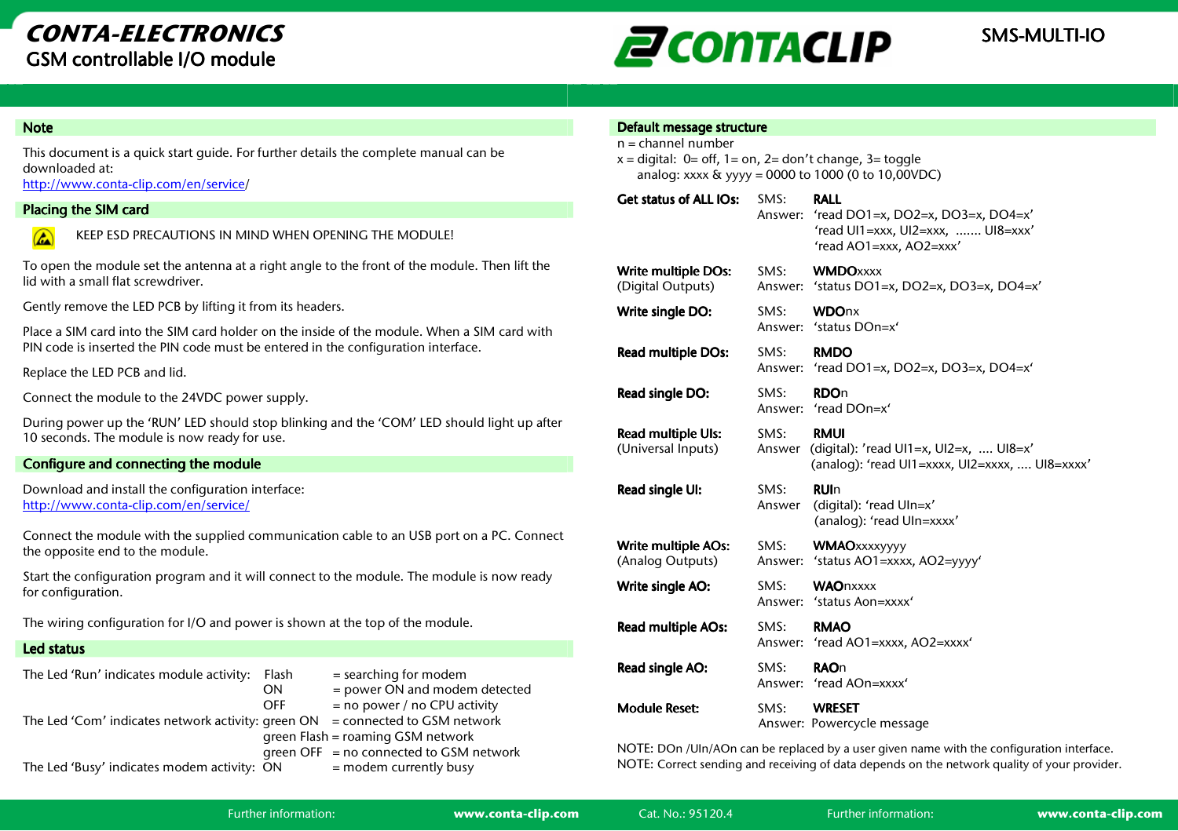# CONTA-ELECTRONICS
## GSM controllable I/O module

SMS-MULTI-IO

### Note

This document is a quick start guide. For further details the complete manual can be downloaded at:
http://www.conta-clip.com/en/service/

### Placing the SIM card

KEEP ESD PRECAUTIONS IN MIND WHEN OPENING THE MODULE!

To open the module set the antenna at a right angle to the front of the module. Then lift the lid with a small flat screwdriver.

Gently remove the LED PCB by lifting it from its headers.

Place a SIM card into the SIM card holder on the inside of the module. When a SIM card with PIN code is inserted the PIN code must be entered in the configuration interface.

Replace the LED PCB and lid.

Connect the module to the 24VDC power supply.

During power up the 'RUN' LED should stop blinking and the 'COM' LED should light up after 10 seconds. The module is now ready for use.

### Configure and connecting the module

Download and install the configuration interface:
http://www.conta-clip.com/en/service/

Connect the module with the supplied communication cable to an USB port on a PC. Connect the opposite end to the module.

Start the configuration program and it will connect to the module. The module is now ready for configuration.

The wiring configuration for I/O and power is shown at the top of the module.

### Led status

| | | |
|---|---|---|
| The Led 'Run' indicates module activity: | Flash | = searching for modem |
| | ON | = power ON and modem detected |
| | OFF | = no power / no CPU activity |
| The Led 'Com' indicates network activity: | green ON | = connected to GSM network |
| | green Flash | = roaming GSM network |
| | green OFF | = no connected to GSM network |
| The Led 'Busy' indicates modem activity: | ON | = modem currently busy |

### Default message structure

n = channel number
x = digital: 0= off, 1= on, 2= don't change, 3= toggle
analog: xxxx & yyyy = 0000 to 1000 (0 to 10,00VDC)

**Get status of ALL IOs:**
SMS: **RALL**
Answer: 'read DO1=x, DO2=x, DO3=x, DO4=x'
'read UI1=xxx, UI2=xxx, ....... UI8=xxx'
'read AO1=xxx, AO2=xxx'

**Write multiple DOs:** (Digital Outputs)
SMS: **WMDO**xxxx
Answer: 'status DO1=x, DO2=x, DO3=x, DO4=x'

**Write single DO:**
SMS: **WDO**nx
Answer: 'status DOn=x'

**Read multiple DOs:**
SMS: **RMDO**
Answer: 'read DO1=x, DO2=x, DO3=x, DO4=x'

**Read single DO:**
SMS: **RDO**n
Answer: 'read DOn=x'

**Read multiple UIs:** (Universal Inputs)
SMS: **RMUI**
Answer (digital): 'read UI1=x, UI2=x, .... UI8=x'
(analog): 'read UI1=xxxx, UI2=xxxx, .... UI8=xxxx'

**Read single UI:**
SMS: **RUI**n
Answer (digital): 'read UIn=x'
(analog): 'read UIn=xxxx'

**Write multiple AOs:** (Analog Outputs)
SMS: **WMAO**xxxxyyyy
Answer: 'status AO1=xxxx, AO2=yyyy'

**Write single AO:**
SMS: **WAO**nxxxx
Answer: 'status Aon=xxxx'

**Read multiple AOs:**
SMS: **RMAO**
Answer: 'read AO1=xxxx, AO2=xxxx'

**Read single AO:**
SMS: **RAO**n
Answer: 'read AOn=xxxx'

**Module Reset:**
SMS: **WRESET**
Answer: Powercycle message

NOTE: DOn /UIn/AOn can be replaced by a user given name with the configuration interface.
NOTE: Correct sending and receiving of data depends on the network quality of your provider.

Further information: www.conta-clip.com Cat. No.: 95120.4